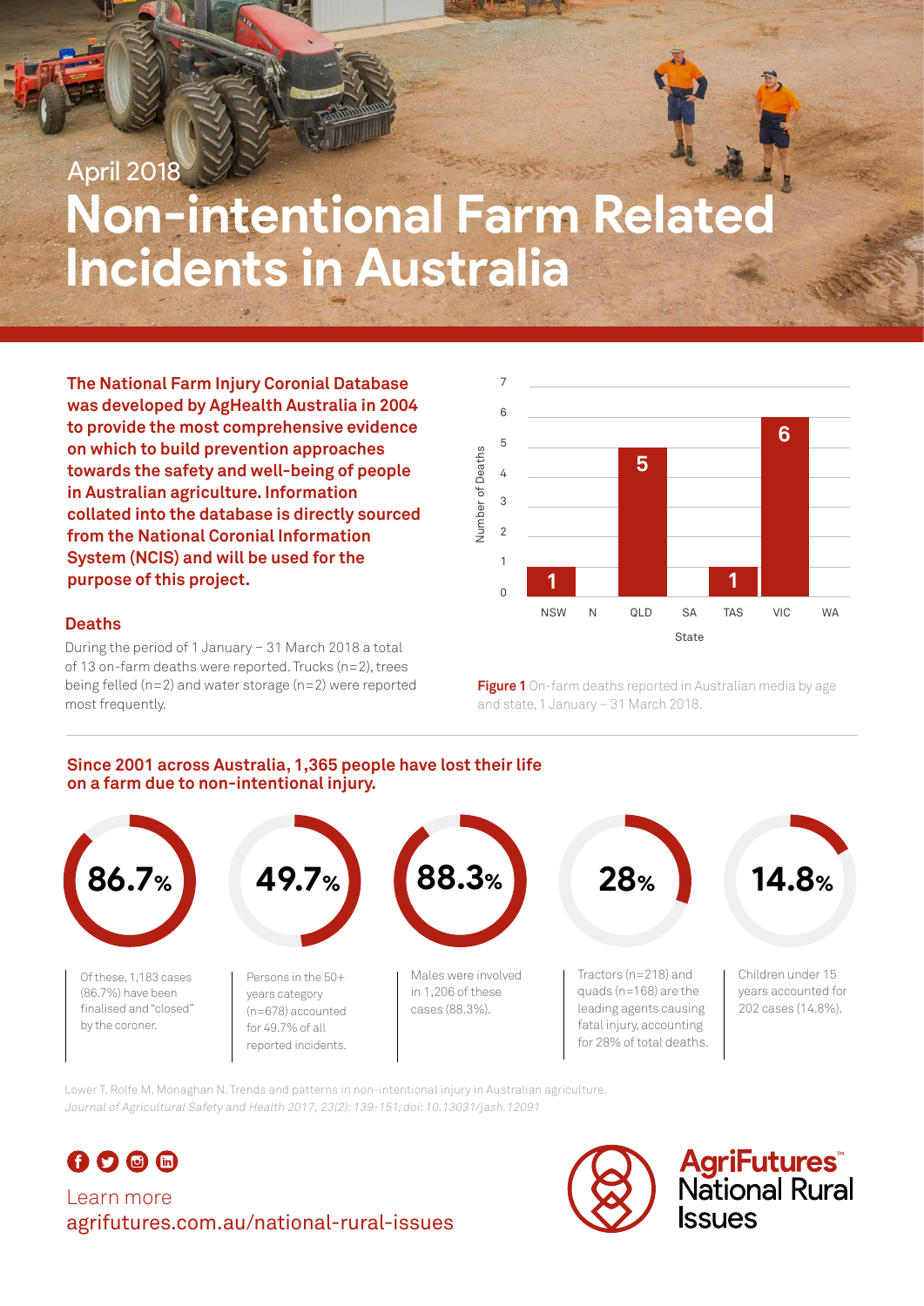April 2018

# Non-intentional Farm Related Incidents in Australia

**The National Farm Injury Coronial Database was developed by AgHealth Australia in 2004 to provide the most comprehensive evidence on which to build prevention approaches towards the safety and well-being of people in Australian agriculture. Information collated into the database is directly sourced from the National Coronial Information System (NCIS) and will be used for the purpose of this project.**

## Deaths

During the period of 1 January – 31 March 2018 a total of 13 on-farm deaths were reported. Trucks (n=2), trees being felled (n=2) and water storage (n=2) were reported most frequently.

| State | Number of Deaths |
| --- | --- |
| NSW | 1 |
| N | |
| QLD | 5 |
| SA | |
| TAS | 1 |
| VIC | 6 |
| WA | |

**Figure 1** On-farm deaths reported in Australian media by age and state, 1 January – 31 March 2018.

## Since 2001 across Australia, 1,365 people have lost their life on a farm due to non-intentional injury.

**86.7%** — Of these, 1,183 cases (86.7%) have been finalised and "closed" by the coroner.

**49.7%** — Persons in the 50+ years category (n=678) accounted for 49.7% of all reported incidents.

**88.3%** — Males were involved in 1,206 of these cases (88.3%).

**28%** — Tractors (n=218) and quads (n=168) are the leading agents causing fatal injury, accounting for 28% of total deaths.

**14.8%** — Children under 15 years accounted for 202 cases (14.8%).

Lower T, Rolfe M, Monaghan N. Trends and patterns in non-intentional injury in Australian agriculture. *Journal of Agricultural Safety and Health 2017, 23(2): 139-151; doi: 10.13031/jash.12091*

Learn more
agrifutures.com.au/national-rural-issues

AgriFutures™ National Rural Issues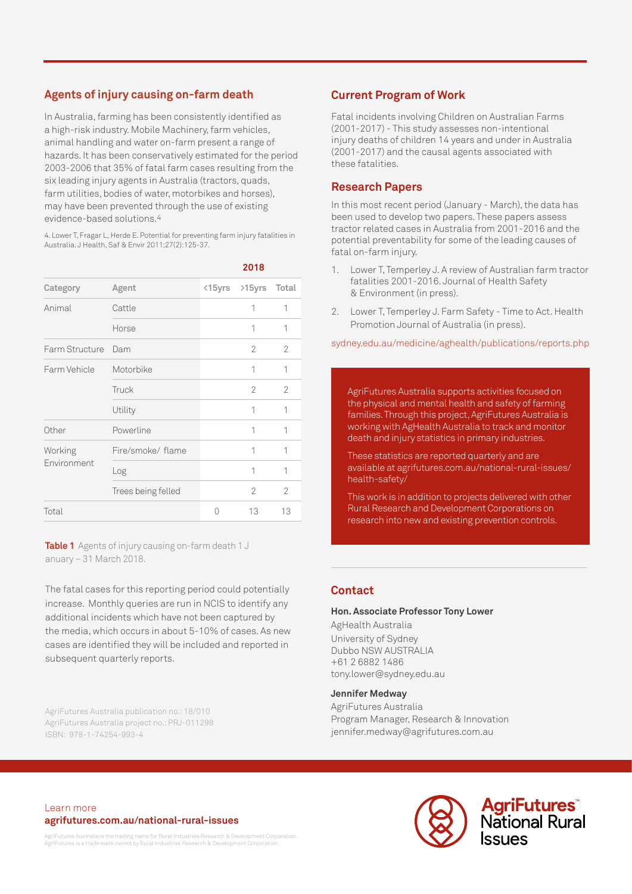## Agents of injury causing on-farm death

In Australia, farming has been consistently identified as a high-risk industry. Mobile Machinery, farm vehicles, animal handling and water on-farm present a range of hazards. It has been conservatively estimated for the period 2003-2006 that 35% of fatal farm cases resulting from the six leading injury agents in Australia (tractors, quads, farm utilities, bodies of water, motorbikes and horses), may have been prevented through the use of existing evidence-based solutions.[4]

4. Lower T, Fragar L, Herde E. Potential for preventing farm injury fatalities in Australia. J Health, Saf & Envir 2011;27(2):125-37.

| | | 2018 | | |
|---|---|---|---|---|
| **Category** | **Agent** | **<15yrs** | **>15yrs** | **Total** |
| Animal | Cattle | | 1 | 1 |
| | Horse | | 1 | 1 |
| Farm Structure | Dam | | 2 | 2 |
| Farm Vehicle | Motorbike | | 1 | 1 |
| | Truck | | 2 | 2 |
| | Utility | | 1 | 1 |
| Other | Powerline | | 1 | 1 |
| Working Environment | Fire/smoke/ flame | | 1 | 1 |
| | Log | | 1 | 1 |
| | Trees being felled | | 2 | 2 |
| Total | | 0 | 13 | 13 |

**Table 1** Agents of injury causing on-farm death 1 January – 31 March 2018.

The fatal cases for this reporting period could potentially increase. Monthly queries are run in NCIS to identify any additional incidents which have not been captured by the media, which occurs in about 5-10% of cases. As new cases are identified they will be included and reported in subsequent quarterly reports.

AgriFutures Australia publication no.: 18/010
AgriFutures Australia project no.: PRJ-011298
ISBN: 978-1-74254-993-4

## Current Program of Work

Fatal incidents involving Children on Australian Farms (2001-2017) - This study assesses non-intentional injury deaths of children 14 years and under in Australia (2001-2017) and the causal agents associated with these fatalities.

## Research Papers

In this most recent period (January - March), the data has been used to develop two papers. These papers assess tractor related cases in Australia from 2001-2016 and the potential preventability for some of the leading causes of fatal on-farm injury.

1. Lower T, Temperley J. A review of Australian farm tractor fatalities 2001-2016. Journal of Health Safety & Environment (in press).
2. Lower T, Temperley J. Farm Safety - Time to Act. Health Promotion Journal of Australia (in press).

sydney.edu.au/medicine/aghealth/publications/reports.php

AgriFutures Australia supports activities focused on the physical and mental health and safety of farming families. Through this project, AgriFutures Australia is working with AgHealth Australia to track and monitor death and injury statistics in primary industries.

These statistics are reported quarterly and are available at agrifutures.com.au/national-rural-issues/health-safety/

This work is in addition to projects delivered with other Rural Research and Development Corporations on research into new and existing prevention controls.

## Contact

**Hon. Associate Professor Tony Lower**
AgHealth Australia
University of Sydney
Dubbo NSW AUSTRALIA
+61 2 6882 1486
tony.lower@sydney.edu.au

**Jennifer Medway**
AgriFutures Australia
Program Manager, Research & Innovation
jennifer.medway@agrifutures.com.au

Learn more
**agrifutures.com.au/national-rural-issues**

AgriFutures Australia is the trading name for Rural Industries Research & Development Corporation.
AgriFutures is a trade mark owned by Rural Industries Research & Development Corporation.

AgriFutures™ National Rural Issues